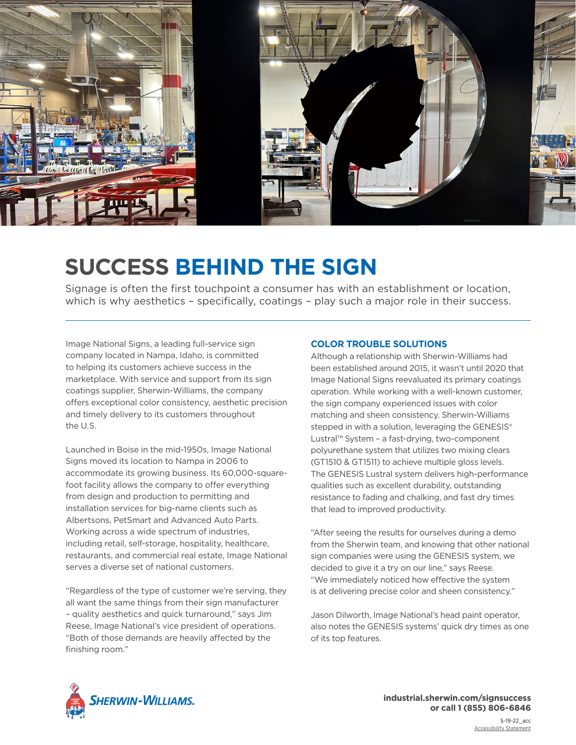# SUCCESS BEHIND THE SIGN

Signage is often the first touchpoint a consumer has with an establishment or location, which is why aesthetics – specifically, coatings – play such a major role in their success.

---

Image National Signs, a leading full-service sign company located in Nampa, Idaho, is committed to helping its customers achieve success in the marketplace. With service and support from its sign coatings supplier, Sherwin-Williams, the company offers exceptional color consistency, aesthetic precision and timely delivery to its customers throughout the U.S.

Launched in Boise in the mid-1950s, Image National Signs moved its location to Nampa in 2006 to accommodate its growing business. Its 60,000-square-foot facility allows the company to offer everything from design and production to permitting and installation services for big-name clients such as Albertsons, PetSmart and Advanced Auto Parts. Working across a wide spectrum of industries, including retail, self-storage, hospitality, healthcare, restaurants, and commercial real estate, Image National serves a diverse set of national customers.

"Regardless of the type of customer we're serving, they all want the same things from their sign manufacturer – quality aesthetics and quick turnaround," says Jim Reese, Image National's vice president of operations. "Both of those demands are heavily affected by the finishing room."

## COLOR TROUBLE SOLUTIONS

Although a relationship with Sherwin-Williams had been established around 2015, it wasn't until 2020 that Image National Signs reevaluated its primary coatings operation. While working with a well-known customer, the sign company experienced issues with color matching and sheen consistency. Sherwin-Williams stepped in with a solution, leveraging the GENESIS® Lustral™ System – a fast-drying, two-component polyurethane system that utilizes two mixing clears (GT1510 & GT1511) to achieve multiple gloss levels. The GENESIS Lustral system delivers high-performance qualities such as excellent durability, outstanding resistance to fading and chalking, and fast dry times that lead to improved productivity.

"After seeing the results for ourselves during a demo from the Sherwin team, and knowing that other national sign companies were using the GENESIS system, we decided to give it a try on our line," says Reese. "We immediately noticed how effective the system is at delivering precise color and sheen consistency."

Jason Dilworth, Image National's head paint operator, also notes the GENESIS systems' quick dry times as one of its top features.

SHERWIN-WILLIAMS.

**industrial.sherwin.com/signsuccess**
**or call 1 (855) 806-6846**

5-19-22_acc
Accessibility Statement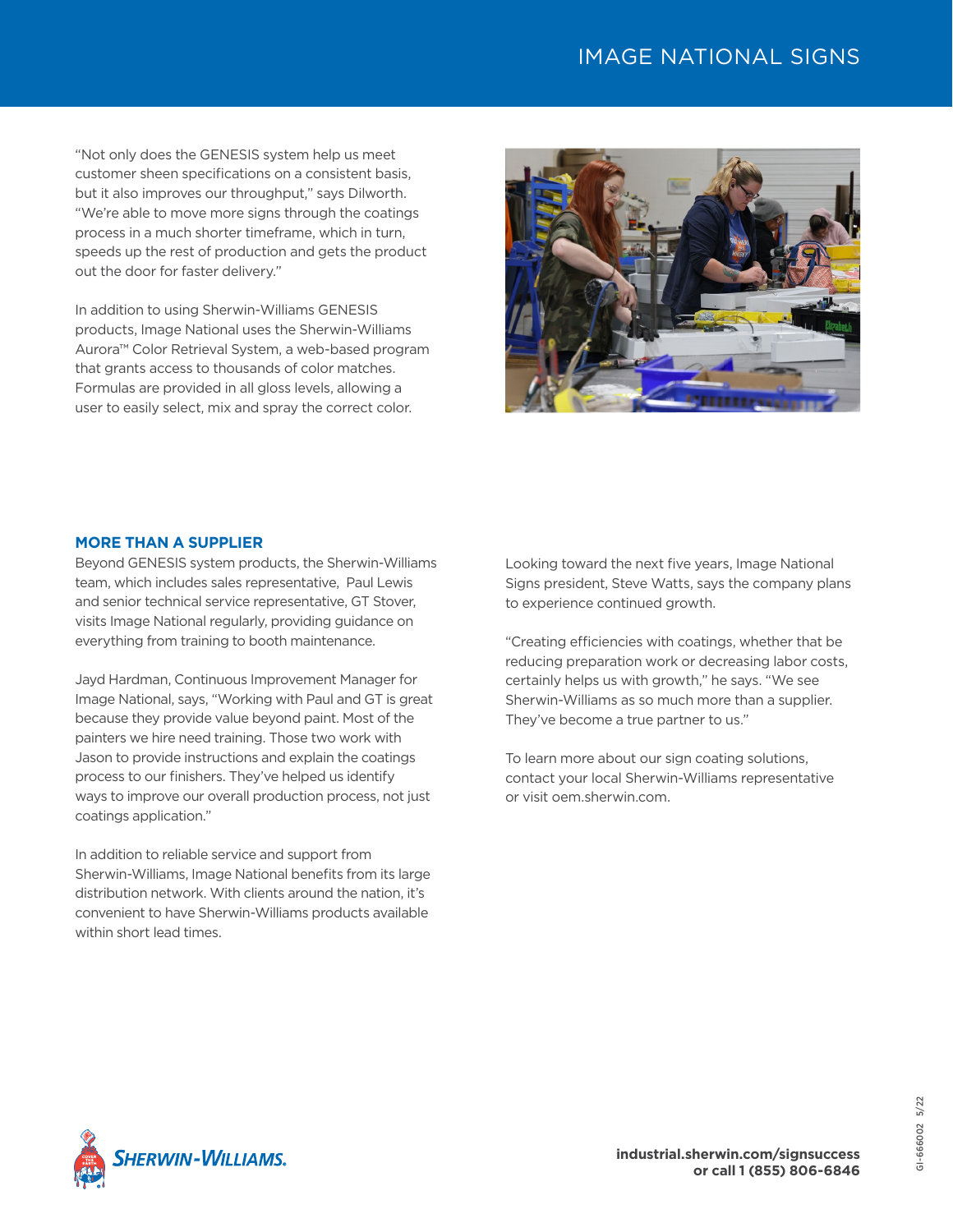"Not only does the GENESIS system help us meet customer sheen specifications on a consistent basis, but it also improves our throughput," says Dilworth. "We're able to move more signs through the coatings process in a much shorter timeframe, which in turn, speeds up the rest of production and gets the product out the door for faster delivery."

In addition to using Sherwin-Williams GENESIS products, Image National uses the Sherwin-Williams Aurora™ Color Retrieval System, a web-based program that grants access to thousands of color matches. Formulas are provided in all gloss levels, allowing a user to easily select, mix and spray the correct color.

## MORE THAN A SUPPLIER

Beyond GENESIS system products, the Sherwin-Williams team, which includes sales representative, Paul Lewis and senior technical service representative, GT Stover, visits Image National regularly, providing guidance on everything from training to booth maintenance.

Jayd Hardman, Continuous Improvement Manager for Image National, says, "Working with Paul and GT is great because they provide value beyond paint. Most of the painters we hire need training. Those two work with Jason to provide instructions and explain the coatings process to our finishers. They've helped us identify ways to improve our overall production process, not just coatings application."

In addition to reliable service and support from Sherwin-Williams, Image National benefits from its large distribution network. With clients around the nation, it's convenient to have Sherwin-Williams products available within short lead times.

Looking toward the next five years, Image National Signs president, Steve Watts, says the company plans to experience continued growth.

"Creating efficiencies with coatings, whether that be reducing preparation work or decreasing labor costs, certainly helps us with growth," he says. "We see Sherwin-Williams as so much more than a supplier. They've become a true partner to us."

To learn more about our sign coating solutions, contact your local Sherwin-Williams representative or visit oem.sherwin.com.

**industrial.sherwin.com/signsuccess**
**or call 1 (855) 806-6846**

GI-666002 5/22